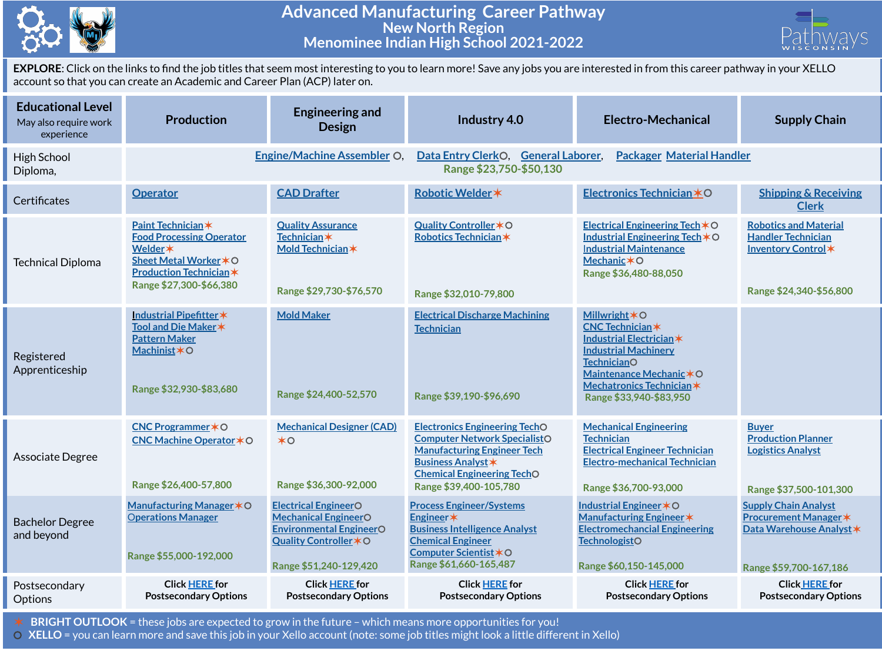# Advanced Manufacturing Career Pathway

## New North Region

## Menominee Indian High School 2021-2022

**EXPLORE**: Click on the links to find the job titles that seem most interesting to you to learn more! Save any jobs you are interested in from this career pathway in your XELLO account so that you can create an Academic and Career Plan (ACP) later on.

| Educational Level (May also require work experience) | Production | Engineering and Design | Industry 4.0 | Electro-Mechanical | Supply Chain |
|---|---|---|---|---|---|
| High School Diploma, | Engine/Machine Assembler ○, Data Entry Clerk○, General Laborer, Packager Material Handler<br>Range $23,750-$50,130 | | | | |
| Certificates | Operator | CAD Drafter | Robotic Welder✶ | Electronics Technician✶○ | Shipping & Receiving Clerk |
| Technical Diploma | Paint Technician✶<br>Food Processing Operator<br>Welder✶<br>Sheet Metal Worker✶○<br>Production Technician✶<br>Range $27,300-$66,380 | Quality Assurance Technician✶<br>Mold Technician✶<br>Range $29,730-$76,570 | Quality Controller✶○<br>Robotics Technician✶<br>Range $32,010-79,800 | Electrical Engineering Tech✶○<br>Industrial Engineering Tech✶○<br>Industrial Maintenance Mechanic✶○<br>Range $36,480-88,050 | Robotics and Material Handler Technician<br>Inventory Control✶<br>Range $24,340-$56,800 |
| Registered Apprenticeship | Industrial Pipefitter✶<br>Tool and Die Maker✶<br>Pattern Maker<br>Machinist✶○<br>Range $32,930-$83,680 | Mold Maker<br>Range $24,400-52,570 | Electrical Discharge Machining Technician<br>Range $39,190-$96,690 | Millwright✶○<br>CNC Technician✶<br>Industrial Electrician✶<br>Industrial Machinery Technician○<br>Maintenance Mechanic✶○<br>Mechatronics Technician✶<br>Range $33,940-$83,950 | |
| Associate Degree | CNC Programmer✶○<br>CNC Machine Operator✶○<br>Range $26,400-57,800 | Mechanical Designer (CAD) ✶○<br>Range $36,300-92,000 | Electronics Engineering Tech○<br>Computer Network Specialist○<br>Manufacturing Engineer Tech<br>Business Analyst✶<br>Chemical Engineering Tech○<br>Range $39,400-105,780 | Mechanical Engineering Technician<br>Electrical Engineer Technician<br>Electro-mechanical Technician<br>Range $36,700-93,000 | Buyer<br>Production Planner<br>Logistics Analyst<br>Range $37,500-101,300 |
| Bachelor Degree and beyond | Manufacturing Manager✶○<br>Operations Manager<br>Range $55,000-192,000 | Electrical Engineer○<br>Mechanical Engineer○<br>Environmental Engineer○<br>Quality Controller✶○<br>Range $51,240-129,420 | Process Engineer/Systems Engineer✶<br>Business Intelligence Analyst<br>Chemical Engineer<br>Computer Scientist✶○<br>Range $61,660-165,487 | Industrial Engineer✶○<br>Manufacturing Engineer✶<br>Electromechanical Engineering Technologist○<br>Range $60,150-145,000 | Supply Chain Analyst<br>Procurement Manager✶<br>Data Warehouse Analyst✶<br>Range $59,700-167,186 |
| Postsecondary Options | Click HERE for Postsecondary Options | Click HERE for Postsecondary Options | Click HERE for Postsecondary Options | Click HERE for Postsecondary Options | Click HERE for Postsecondary Options |

✶ **BRIGHT OUTLOOK** = these jobs are expected to grow in the future – which means more opportunities for you!
○ **XELLO** = you can learn more and save this job in your Xello account (note: some job titles might look a little different in Xello)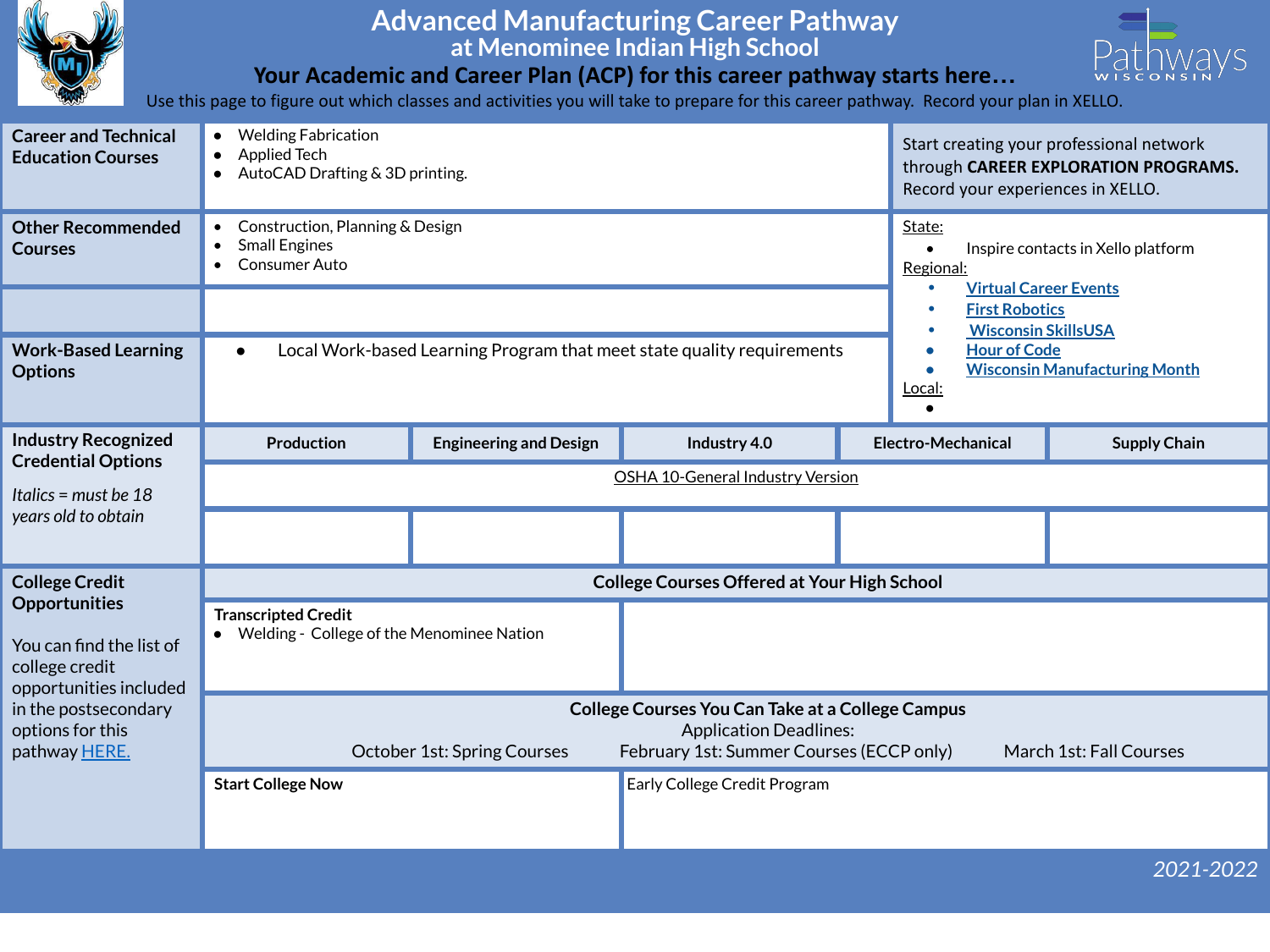# Advanced Manufacturing Career Pathway

## at Menominee Indian High School

### Your Academic and Career Plan (ACP) for this career pathway starts here…

Use this page to figure out which classes and activities you will take to prepare for this career pathway. Record your plan in XELLO.

**Career and Technical Education Courses**

- Welding Fabrication
- Applied Tech
- AutoCAD Drafting & 3D printing.

**Other Recommended Courses**

- Construction, Planning & Design
- Small Engines
- Consumer Auto

**Work-Based Learning Options**

- Local Work-based Learning Program that meet state quality requirements

Start creating your professional network through **CAREER EXPLORATION PROGRAMS.** Record your experiences in XELLO.

State:

- Inspire contacts in Xello platform

Regional:

- Virtual Career Events
- First Robotics
- Wisconsin SkillsUSA
- Hour of Code
- Wisconsin Manufacturing Month

Local:

-

**Industry Recognized Credential Options**

*Italics = must be 18 years old to obtain*

| Production | Engineering and Design | Industry 4.0 | Electro-Mechanical | Supply Chain |
|---|---|---|---|---|
| OSHA 10-General Industry Version | | | | |
| | | | | |

**College Credit Opportunities**

You can find the list of college credit opportunities included in the postsecondary options for this pathway HERE.

**College Courses Offered at Your High School**

**Transcripted Credit**

- Welding - College of the Menominee Nation

**College Courses You Can Take at a College Campus**

Application Deadlines:

October 1st: Spring Courses February 1st: Summer Courses (ECCP only) March 1st: Fall Courses

**Start College Now**

Early College Credit Program

*2021-2022*